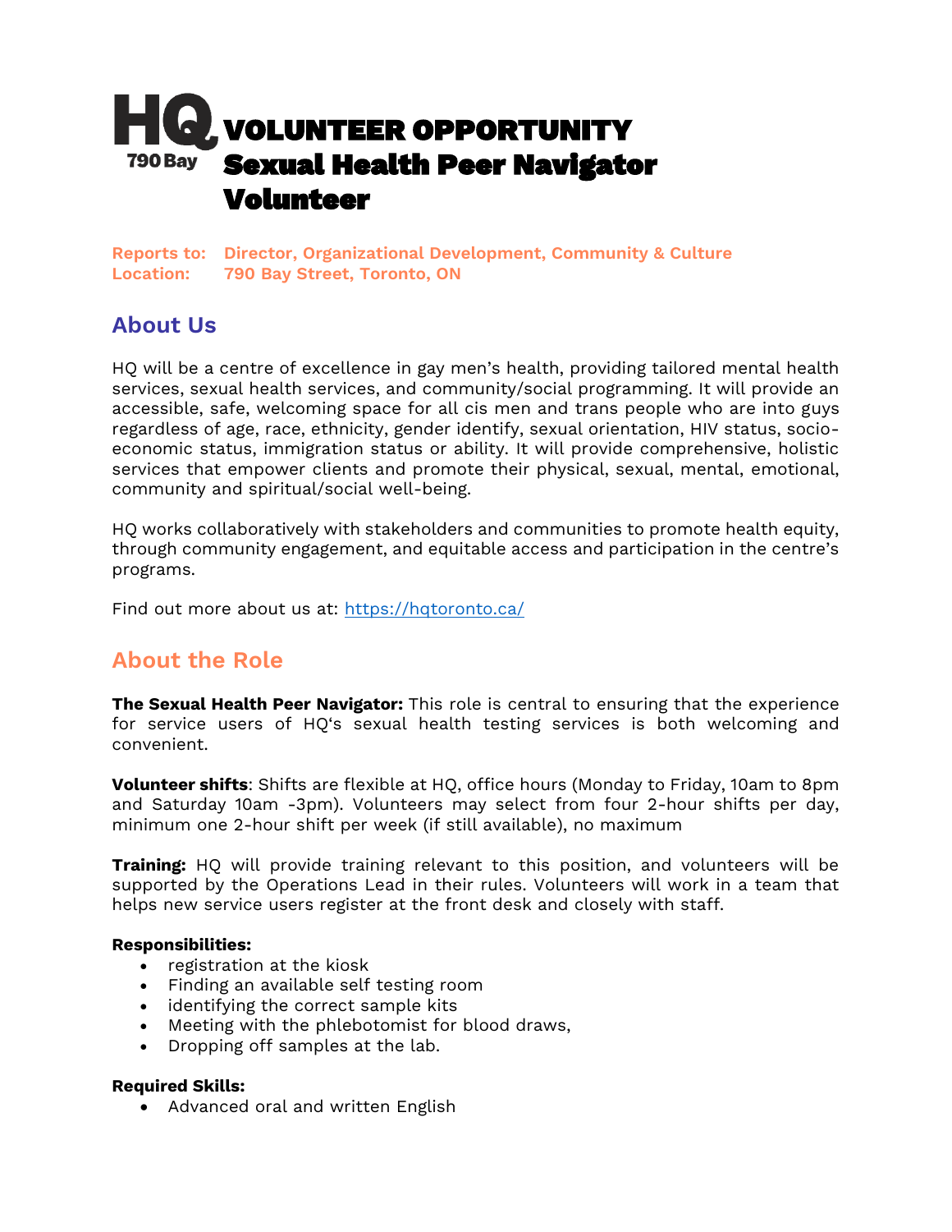# HQ 790 Bay VOLUNTEER OPPORTUNITY Sexual Health Peer Navigator Volunteer

**Reports to:** Director, Organizational Development, Community & Culture
**Location:** 790 Bay Street, Toronto, ON

## About Us

HQ will be a centre of excellence in gay men's health, providing tailored mental health services, sexual health services, and community/social programming. It will provide an accessible, safe, welcoming space for all cis men and trans people who are into guys regardless of age, race, ethnicity, gender identify, sexual orientation, HIV status, socio-economic status, immigration status or ability. It will provide comprehensive, holistic services that empower clients and promote their physical, sexual, mental, emotional, community and spiritual/social well-being.

HQ works collaboratively with stakeholders and communities to promote health equity, through community engagement, and equitable access and participation in the centre's programs.

Find out more about us at: https://hqtoronto.ca/

## About the Role

**The Sexual Health Peer Navigator:** This role is central to ensuring that the experience for service users of HQ's sexual health testing services is both welcoming and convenient.

**Volunteer shifts**: Shifts are flexible at HQ, office hours (Monday to Friday, 10am to 8pm and Saturday 10am -3pm). Volunteers may select from four 2-hour shifts per day, minimum one 2-hour shift per week (if still available), no maximum

**Training:** HQ will provide training relevant to this position, and volunteers will be supported by the Operations Lead in their rules. Volunteers will work in a team that helps new service users register at the front desk and closely with staff.

**Responsibilities:**

- registration at the kiosk
- Finding an available self testing room
- identifying the correct sample kits
- Meeting with the phlebotomist for blood draws,
- Dropping off samples at the lab.

**Required Skills:**

- Advanced oral and written English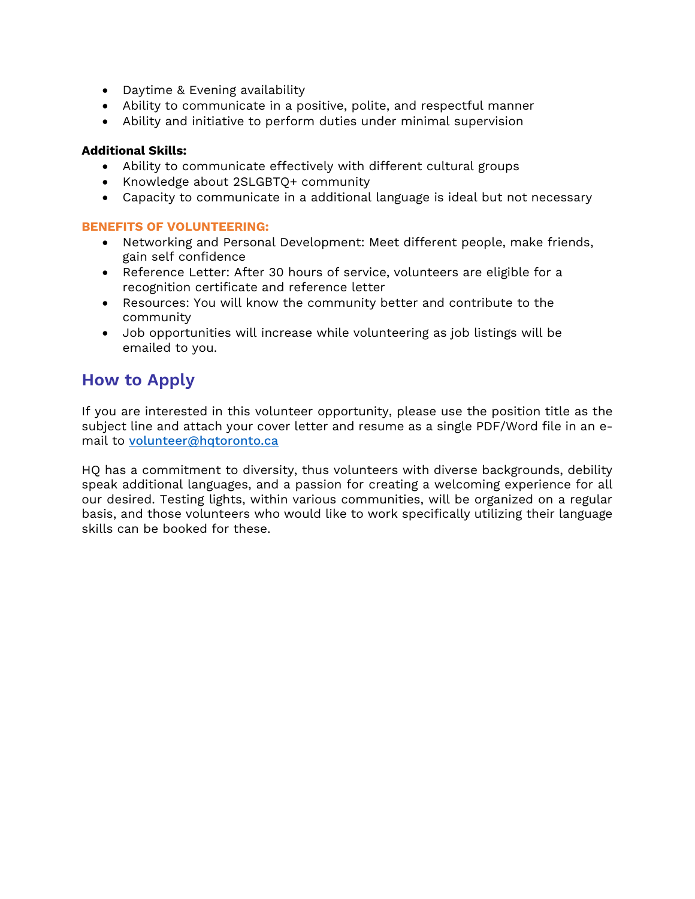- Daytime & Evening availability
- Ability to communicate in a positive, polite, and respectful manner
- Ability and initiative to perform duties under minimal supervision

**Additional Skills:**

- Ability to communicate effectively with different cultural groups
- Knowledge about 2SLGBTQ+ community
- Capacity to communicate in a additional language is ideal but not necessary

**BENEFITS OF VOLUNTEERING:**

- Networking and Personal Development: Meet different people, make friends, gain self confidence
- Reference Letter: After 30 hours of service, volunteers are eligible for a recognition certificate and reference letter
- Resources: You will know the community better and contribute to the community
- Job opportunities will increase while volunteering as job listings will be emailed to you.

## How to Apply

If you are interested in this volunteer opportunity, please use the position title as the subject line and attach your cover letter and resume as a single PDF/Word file in an e-mail to volunteer@hqtoronto.ca

HQ has a commitment to diversity, thus volunteers with diverse backgrounds, debility speak additional languages, and a passion for creating a welcoming experience for all our desired. Testing lights, within various communities, will be organized on a regular basis, and those volunteers who would like to work specifically utilizing their language skills can be booked for these.